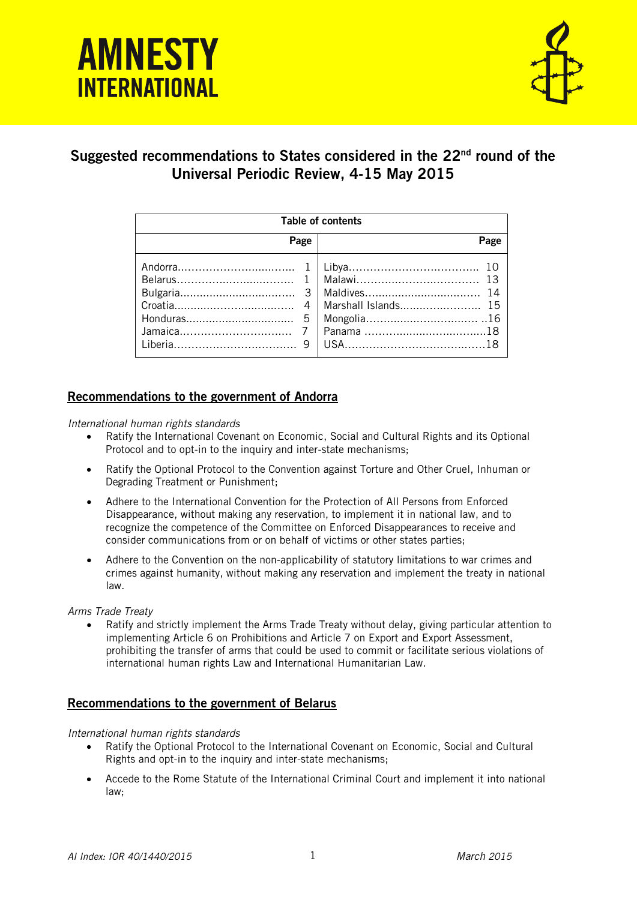# AMNESTY INTERNATIONAL

## Suggested recommendations to States considered in the 22nd round of the Universal Periodic Review, 4-15 May 2015

| Table of contents | | | |
|---|---|---|---|
| | Page | | Page |
| Andorra | 1 | Libya | 10 |
| Belarus | 1 | Malawi | 13 |
| Bulgaria | 3 | Maldives | 14 |
| Croatia | 4 | Marshall Islands | 15 |
| Honduras | 5 | Mongolia | 16 |
| Jamaica | 7 | Panama | 18 |
| Liberia | 9 | USA | 18 |

### Recommendations to the government of Andorra

*International human rights standards*

- Ratify the International Covenant on Economic, Social and Cultural Rights and its Optional Protocol and to opt-in to the inquiry and inter-state mechanisms;
- Ratify the Optional Protocol to the Convention against Torture and Other Cruel, Inhuman or Degrading Treatment or Punishment;
- Adhere to the International Convention for the Protection of All Persons from Enforced Disappearance, without making any reservation, to implement it in national law, and to recognize the competence of the Committee on Enforced Disappearances to receive and consider communications from or on behalf of victims or other states parties;
- Adhere to the Convention on the non-applicability of statutory limitations to war crimes and crimes against humanity, without making any reservation and implement the treaty in national law.

*Arms Trade Treaty*

- Ratify and strictly implement the Arms Trade Treaty without delay, giving particular attention to implementing Article 6 on Prohibitions and Article 7 on Export and Export Assessment, prohibiting the transfer of arms that could be used to commit or facilitate serious violations of international human rights Law and International Humanitarian Law.

### Recommendations to the government of Belarus

*International human rights standards*

- Ratify the Optional Protocol to the International Covenant on Economic, Social and Cultural Rights and opt-in to the inquiry and inter-state mechanisms;
- Accede to the Rome Statute of the International Criminal Court and implement it into national law;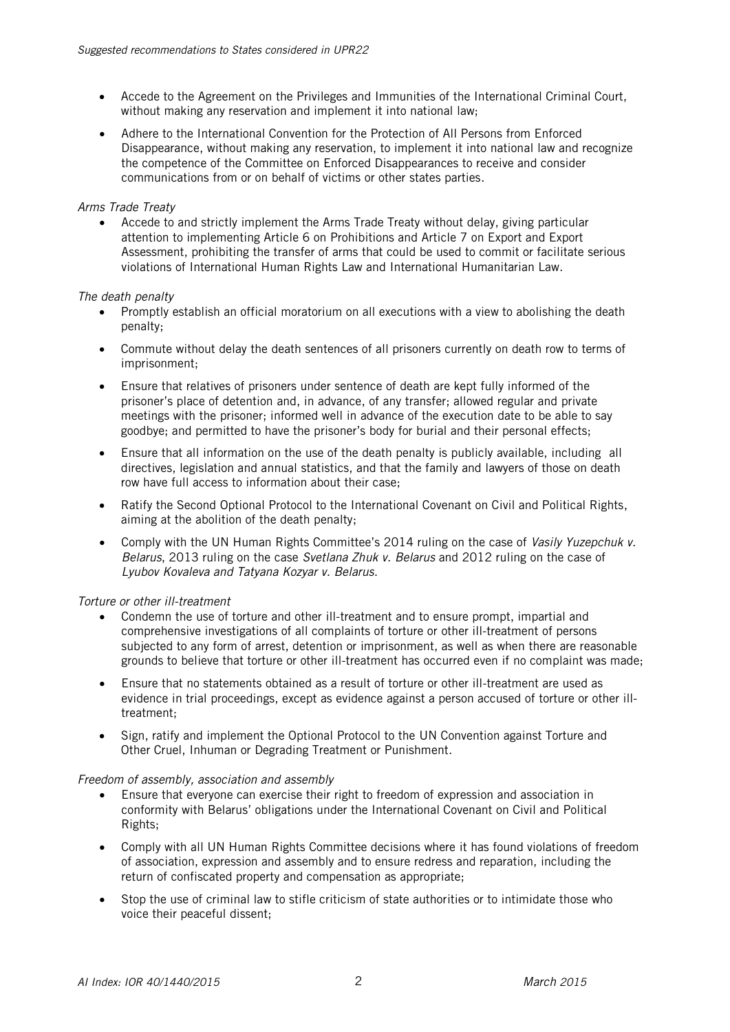- Accede to the Agreement on the Privileges and Immunities of the International Criminal Court, without making any reservation and implement it into national law;
- Adhere to the International Convention for the Protection of All Persons from Enforced Disappearance, without making any reservation, to implement it into national law and recognize the competence of the Committee on Enforced Disappearances to receive and consider communications from or on behalf of victims or other states parties.

*Arms Trade Treaty*

- Accede to and strictly implement the Arms Trade Treaty without delay, giving particular attention to implementing Article 6 on Prohibitions and Article 7 on Export and Export Assessment, prohibiting the transfer of arms that could be used to commit or facilitate serious violations of International Human Rights Law and International Humanitarian Law.

*The death penalty*

- Promptly establish an official moratorium on all executions with a view to abolishing the death penalty;
- Commute without delay the death sentences of all prisoners currently on death row to terms of imprisonment;
- Ensure that relatives of prisoners under sentence of death are kept fully informed of the prisoner's place of detention and, in advance, of any transfer; allowed regular and private meetings with the prisoner; informed well in advance of the execution date to be able to say goodbye; and permitted to have the prisoner's body for burial and their personal effects;
- Ensure that all information on the use of the death penalty is publicly available, including all directives, legislation and annual statistics, and that the family and lawyers of those on death row have full access to information about their case;
- Ratify the Second Optional Protocol to the International Covenant on Civil and Political Rights, aiming at the abolition of the death penalty;
- Comply with the UN Human Rights Committee's 2014 ruling on the case of *Vasily Yuzepchuk v. Belarus*, 2013 ruling on the case *Svetlana Zhuk v. Belarus* and 2012 ruling on the case of *Lyubov Kovaleva and Tatyana Kozyar v. Belarus*.

*Torture or other ill-treatment*

- Condemn the use of torture and other ill-treatment and to ensure prompt, impartial and comprehensive investigations of all complaints of torture or other ill-treatment of persons subjected to any form of arrest, detention or imprisonment, as well as when there are reasonable grounds to believe that torture or other ill-treatment has occurred even if no complaint was made;
- Ensure that no statements obtained as a result of torture or other ill-treatment are used as evidence in trial proceedings, except as evidence against a person accused of torture or other ill-treatment;
- Sign, ratify and implement the Optional Protocol to the UN Convention against Torture and Other Cruel, Inhuman or Degrading Treatment or Punishment.

*Freedom of assembly, association and assembly*

- Ensure that everyone can exercise their right to freedom of expression and association in conformity with Belarus' obligations under the International Covenant on Civil and Political Rights;
- Comply with all UN Human Rights Committee decisions where it has found violations of freedom of association, expression and assembly and to ensure redress and reparation, including the return of confiscated property and compensation as appropriate;
- Stop the use of criminal law to stifle criticism of state authorities or to intimidate those who voice their peaceful dissent;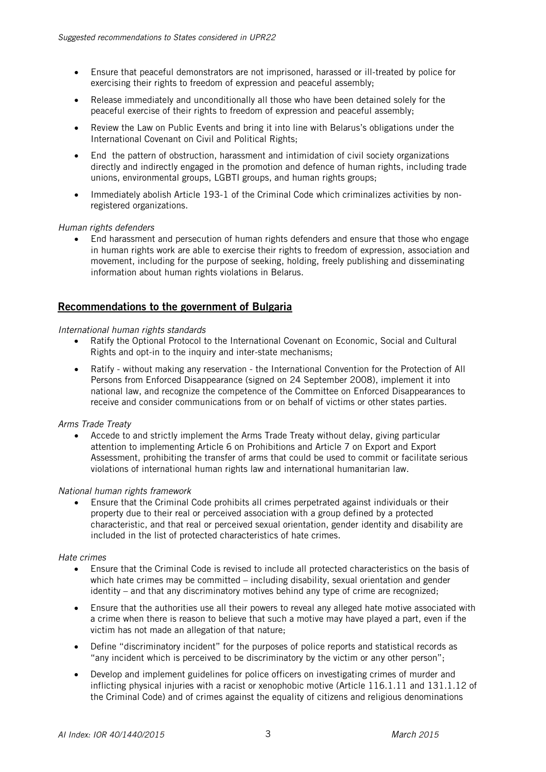- Ensure that peaceful demonstrators are not imprisoned, harassed or ill-treated by police for exercising their rights to freedom of expression and peaceful assembly;
- Release immediately and unconditionally all those who have been detained solely for the peaceful exercise of their rights to freedom of expression and peaceful assembly;
- Review the Law on Public Events and bring it into line with Belarus's obligations under the International Covenant on Civil and Political Rights;
- End the pattern of obstruction, harassment and intimidation of civil society organizations directly and indirectly engaged in the promotion and defence of human rights, including trade unions, environmental groups, LGBTI groups, and human rights groups;
- Immediately abolish Article 193-1 of the Criminal Code which criminalizes activities by non-registered organizations.

*Human rights defenders*

- End harassment and persecution of human rights defenders and ensure that those who engage in human rights work are able to exercise their rights to freedom of expression, association and movement, including for the purpose of seeking, holding, freely publishing and disseminating information about human rights violations in Belarus.

## Recommendations to the government of Bulgaria

*International human rights standards*

- Ratify the Optional Protocol to the International Covenant on Economic, Social and Cultural Rights and opt-in to the inquiry and inter-state mechanisms;
- Ratify - without making any reservation - the International Convention for the Protection of All Persons from Enforced Disappearance (signed on 24 September 2008), implement it into national law, and recognize the competence of the Committee on Enforced Disappearances to receive and consider communications from or on behalf of victims or other states parties.

*Arms Trade Treaty*

- Accede to and strictly implement the Arms Trade Treaty without delay, giving particular attention to implementing Article 6 on Prohibitions and Article 7 on Export and Export Assessment, prohibiting the transfer of arms that could be used to commit or facilitate serious violations of international human rights law and international humanitarian law.

*National human rights framework*

- Ensure that the Criminal Code prohibits all crimes perpetrated against individuals or their property due to their real or perceived association with a group defined by a protected characteristic, and that real or perceived sexual orientation, gender identity and disability are included in the list of protected characteristics of hate crimes.

*Hate crimes*

- Ensure that the Criminal Code is revised to include all protected characteristics on the basis of which hate crimes may be committed – including disability, sexual orientation and gender identity – and that any discriminatory motives behind any type of crime are recognized;
- Ensure that the authorities use all their powers to reveal any alleged hate motive associated with a crime when there is reason to believe that such a motive may have played a part, even if the victim has not made an allegation of that nature;
- Define "discriminatory incident" for the purposes of police reports and statistical records as "any incident which is perceived to be discriminatory by the victim or any other person";
- Develop and implement guidelines for police officers on investigating crimes of murder and inflicting physical injuries with a racist or xenophobic motive (Article 116.1.11 and 131.1.12 of the Criminal Code) and of crimes against the equality of citizens and religious denominations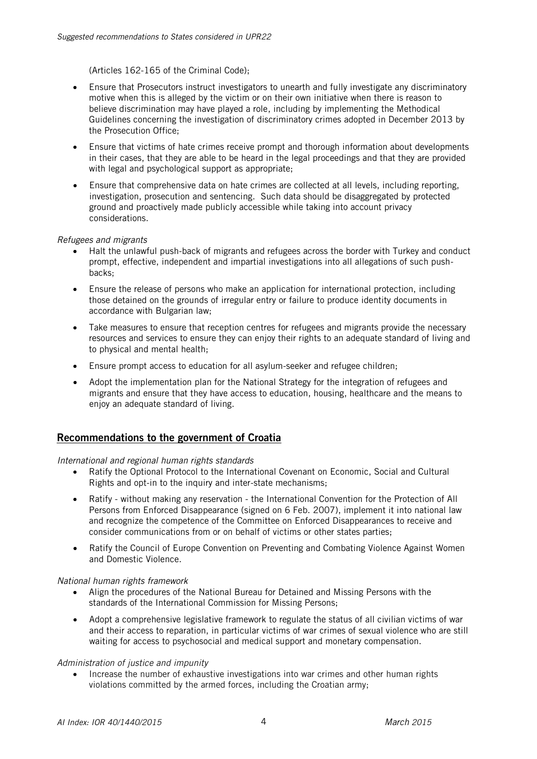(Articles 162-165 of the Criminal Code);

- Ensure that Prosecutors instruct investigators to unearth and fully investigate any discriminatory motive when this is alleged by the victim or on their own initiative when there is reason to believe discrimination may have played a role, including by implementing the Methodical Guidelines concerning the investigation of discriminatory crimes adopted in December 2013 by the Prosecution Office;
- Ensure that victims of hate crimes receive prompt and thorough information about developments in their cases, that they are able to be heard in the legal proceedings and that they are provided with legal and psychological support as appropriate;
- Ensure that comprehensive data on hate crimes are collected at all levels, including reporting, investigation, prosecution and sentencing. Such data should be disaggregated by protected ground and proactively made publicly accessible while taking into account privacy considerations.

*Refugees and migrants*

- Halt the unlawful push-back of migrants and refugees across the border with Turkey and conduct prompt, effective, independent and impartial investigations into all allegations of such push-backs;
- Ensure the release of persons who make an application for international protection, including those detained on the grounds of irregular entry or failure to produce identity documents in accordance with Bulgarian law;
- Take measures to ensure that reception centres for refugees and migrants provide the necessary resources and services to ensure they can enjoy their rights to an adequate standard of living and to physical and mental health;
- Ensure prompt access to education for all asylum-seeker and refugee children;
- Adopt the implementation plan for the National Strategy for the integration of refugees and migrants and ensure that they have access to education, housing, healthcare and the means to enjoy an adequate standard of living.

## Recommendations to the government of Croatia

*International and regional human rights standards*

- Ratify the Optional Protocol to the International Covenant on Economic, Social and Cultural Rights and opt-in to the inquiry and inter-state mechanisms;
- Ratify - without making any reservation - the International Convention for the Protection of All Persons from Enforced Disappearance (signed on 6 Feb. 2007), implement it into national law and recognize the competence of the Committee on Enforced Disappearances to receive and consider communications from or on behalf of victims or other states parties;
- Ratify the Council of Europe Convention on Preventing and Combating Violence Against Women and Domestic Violence.

*National human rights framework*

- Align the procedures of the National Bureau for Detained and Missing Persons with the standards of the International Commission for Missing Persons;
- Adopt a comprehensive legislative framework to regulate the status of all civilian victims of war and their access to reparation, in particular victims of war crimes of sexual violence who are still waiting for access to psychosocial and medical support and monetary compensation.

*Administration of justice and impunity*

- Increase the number of exhaustive investigations into war crimes and other human rights violations committed by the armed forces, including the Croatian army;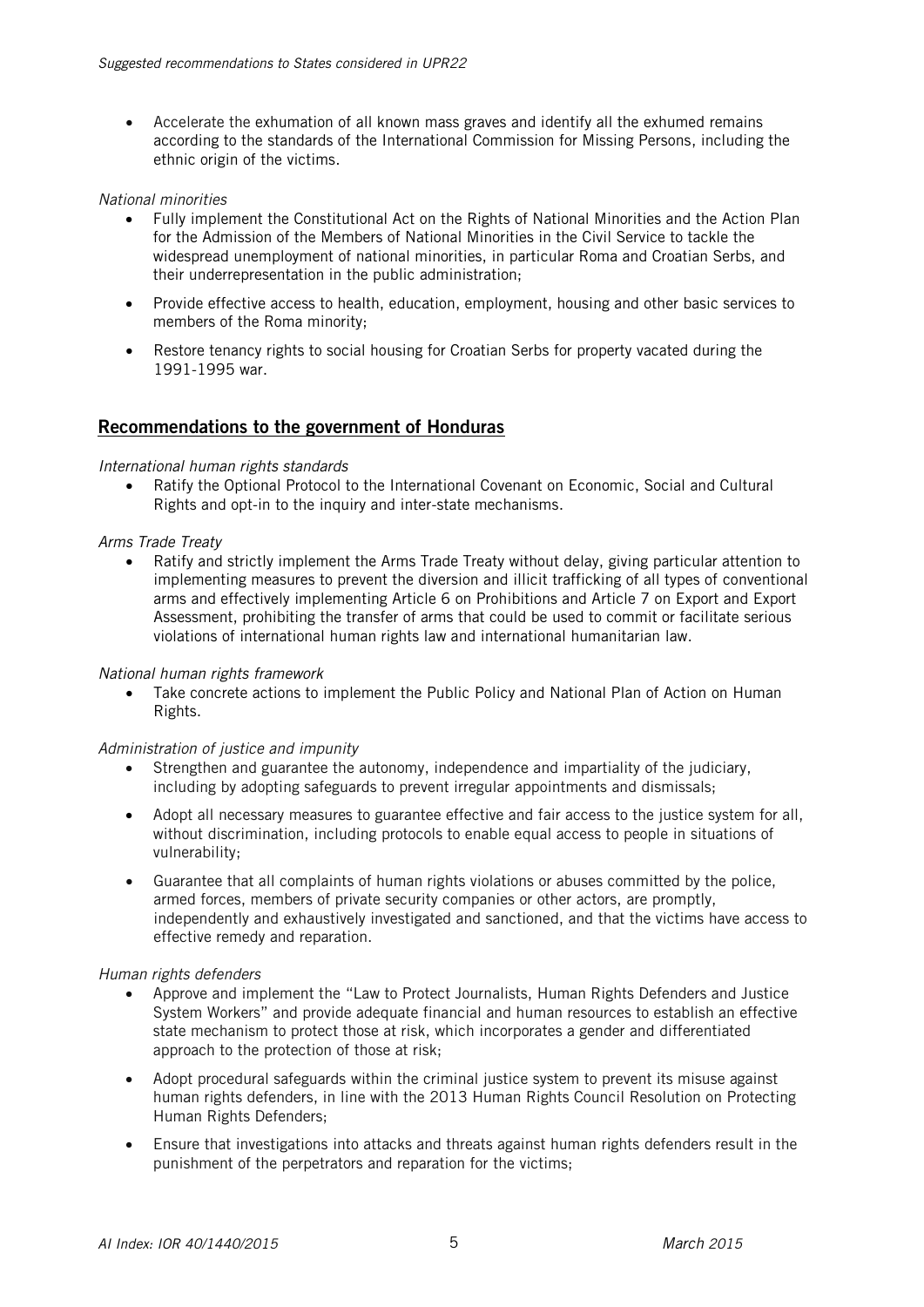- Accelerate the exhumation of all known mass graves and identify all the exhumed remains according to the standards of the International Commission for Missing Persons, including the ethnic origin of the victims.

*National minorities*

- Fully implement the Constitutional Act on the Rights of National Minorities and the Action Plan for the Admission of the Members of National Minorities in the Civil Service to tackle the widespread unemployment of national minorities, in particular Roma and Croatian Serbs, and their underrepresentation in the public administration;
- Provide effective access to health, education, employment, housing and other basic services to members of the Roma minority;
- Restore tenancy rights to social housing for Croatian Serbs for property vacated during the 1991-1995 war.

## Recommendations to the government of Honduras

*International human rights standards*

- Ratify the Optional Protocol to the International Covenant on Economic, Social and Cultural Rights and opt-in to the inquiry and inter-state mechanisms.

*Arms Trade Treaty*

- Ratify and strictly implement the Arms Trade Treaty without delay, giving particular attention to implementing measures to prevent the diversion and illicit trafficking of all types of conventional arms and effectively implementing Article 6 on Prohibitions and Article 7 on Export and Export Assessment, prohibiting the transfer of arms that could be used to commit or facilitate serious violations of international human rights law and international humanitarian law.

*National human rights framework*

- Take concrete actions to implement the Public Policy and National Plan of Action on Human Rights.

*Administration of justice and impunity*

- Strengthen and guarantee the autonomy, independence and impartiality of the judiciary, including by adopting safeguards to prevent irregular appointments and dismissals;
- Adopt all necessary measures to guarantee effective and fair access to the justice system for all, without discrimination, including protocols to enable equal access to people in situations of vulnerability;
- Guarantee that all complaints of human rights violations or abuses committed by the police, armed forces, members of private security companies or other actors, are promptly, independently and exhaustively investigated and sanctioned, and that the victims have access to effective remedy and reparation.

*Human rights defenders*

- Approve and implement the "Law to Protect Journalists, Human Rights Defenders and Justice System Workers" and provide adequate financial and human resources to establish an effective state mechanism to protect those at risk, which incorporates a gender and differentiated approach to the protection of those at risk;
- Adopt procedural safeguards within the criminal justice system to prevent its misuse against human rights defenders, in line with the 2013 Human Rights Council Resolution on Protecting Human Rights Defenders;
- Ensure that investigations into attacks and threats against human rights defenders result in the punishment of the perpetrators and reparation for the victims;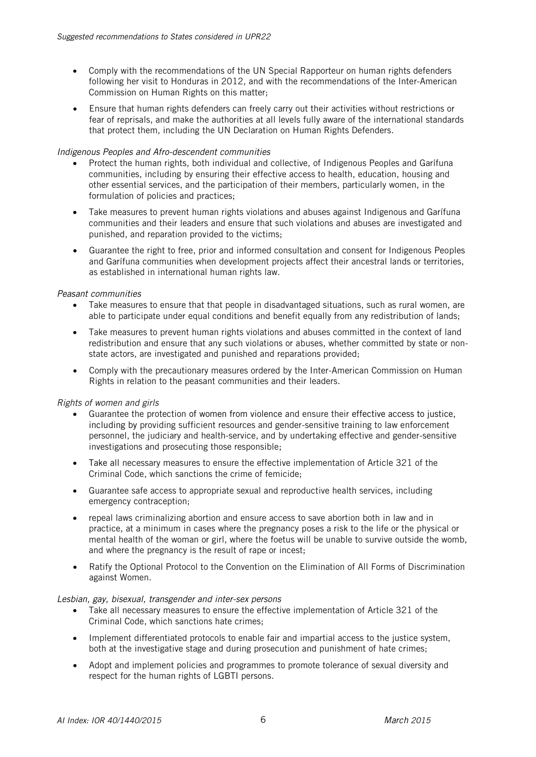- Comply with the recommendations of the UN Special Rapporteur on human rights defenders following her visit to Honduras in 2012, and with the recommendations of the Inter-American Commission on Human Rights on this matter;
- Ensure that human rights defenders can freely carry out their activities without restrictions or fear of reprisals, and make the authorities at all levels fully aware of the international standards that protect them, including the UN Declaration on Human Rights Defenders.

*Indigenous Peoples and Afro-descendent communities*

- Protect the human rights, both individual and collective, of Indigenous Peoples and Garífuna communities, including by ensuring their effective access to health, education, housing and other essential services, and the participation of their members, particularly women, in the formulation of policies and practices;
- Take measures to prevent human rights violations and abuses against Indigenous and Garífuna communities and their leaders and ensure that such violations and abuses are investigated and punished, and reparation provided to the victims;
- Guarantee the right to free, prior and informed consultation and consent for Indigenous Peoples and Garífuna communities when development projects affect their ancestral lands or territories, as established in international human rights law.

*Peasant communities*

- Take measures to ensure that that people in disadvantaged situations, such as rural women, are able to participate under equal conditions and benefit equally from any redistribution of lands;
- Take measures to prevent human rights violations and abuses committed in the context of land redistribution and ensure that any such violations or abuses, whether committed by state or non-state actors, are investigated and punished and reparations provided;
- Comply with the precautionary measures ordered by the Inter-American Commission on Human Rights in relation to the peasant communities and their leaders.

*Rights of women and girls*

- Guarantee the protection of women from violence and ensure their effective access to justice, including by providing sufficient resources and gender-sensitive training to law enforcement personnel, the judiciary and health-service, and by undertaking effective and gender-sensitive investigations and prosecuting those responsible;
- Take all necessary measures to ensure the effective implementation of Article 321 of the Criminal Code, which sanctions the crime of femicide;
- Guarantee safe access to appropriate sexual and reproductive health services, including emergency contraception;
- repeal laws criminalizing abortion and ensure access to save abortion both in law and in practice, at a minimum in cases where the pregnancy poses a risk to the life or the physical or mental health of the woman or girl, where the foetus will be unable to survive outside the womb, and where the pregnancy is the result of rape or incest;
- Ratify the Optional Protocol to the Convention on the Elimination of All Forms of Discrimination against Women.

*Lesbian, gay, bisexual, transgender and inter-sex persons*

- Take all necessary measures to ensure the effective implementation of Article 321 of the Criminal Code, which sanctions hate crimes;
- Implement differentiated protocols to enable fair and impartial access to the justice system, both at the investigative stage and during prosecution and punishment of hate crimes;
- Adopt and implement policies and programmes to promote tolerance of sexual diversity and respect for the human rights of LGBTI persons.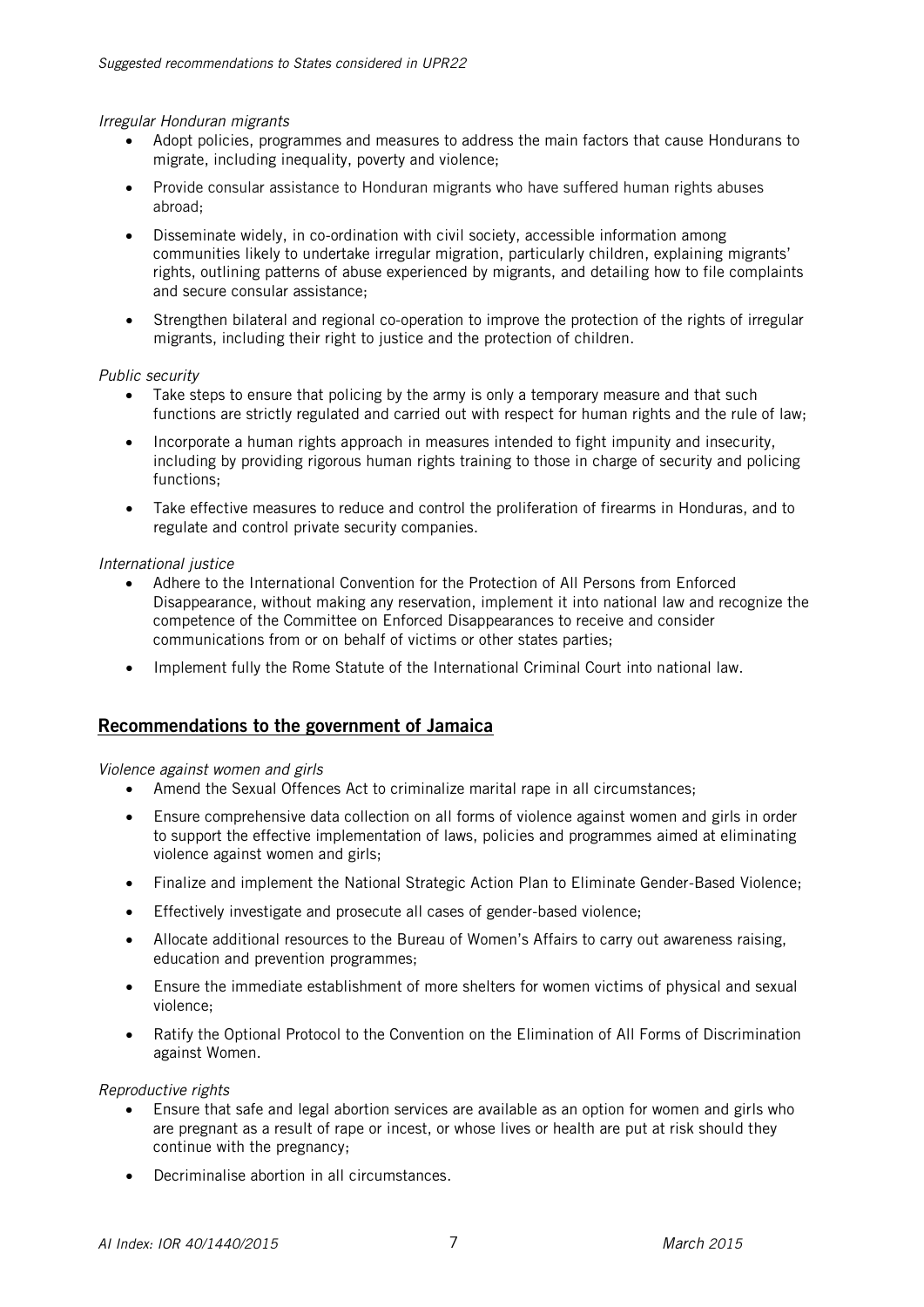*Irregular Honduran migrants*

- Adopt policies, programmes and measures to address the main factors that cause Hondurans to migrate, including inequality, poverty and violence;
- Provide consular assistance to Honduran migrants who have suffered human rights abuses abroad;
- Disseminate widely, in co-ordination with civil society, accessible information among communities likely to undertake irregular migration, particularly children, explaining migrants' rights, outlining patterns of abuse experienced by migrants, and detailing how to file complaints and secure consular assistance;
- Strengthen bilateral and regional co-operation to improve the protection of the rights of irregular migrants, including their right to justice and the protection of children.

*Public security*

- Take steps to ensure that policing by the army is only a temporary measure and that such functions are strictly regulated and carried out with respect for human rights and the rule of law;
- Incorporate a human rights approach in measures intended to fight impunity and insecurity, including by providing rigorous human rights training to those in charge of security and policing functions;
- Take effective measures to reduce and control the proliferation of firearms in Honduras, and to regulate and control private security companies.

*International justice*

- Adhere to the International Convention for the Protection of All Persons from Enforced Disappearance, without making any reservation, implement it into national law and recognize the competence of the Committee on Enforced Disappearances to receive and consider communications from or on behalf of victims or other states parties;
- Implement fully the Rome Statute of the International Criminal Court into national law.

## Recommendations to the government of Jamaica

*Violence against women and girls*

- Amend the Sexual Offences Act to criminalize marital rape in all circumstances;
- Ensure comprehensive data collection on all forms of violence against women and girls in order to support the effective implementation of laws, policies and programmes aimed at eliminating violence against women and girls;
- Finalize and implement the National Strategic Action Plan to Eliminate Gender-Based Violence;
- Effectively investigate and prosecute all cases of gender-based violence;
- Allocate additional resources to the Bureau of Women's Affairs to carry out awareness raising, education and prevention programmes;
- Ensure the immediate establishment of more shelters for women victims of physical and sexual violence;
- Ratify the Optional Protocol to the Convention on the Elimination of All Forms of Discrimination against Women.

*Reproductive rights*

- Ensure that safe and legal abortion services are available as an option for women and girls who are pregnant as a result of rape or incest, or whose lives or health are put at risk should they continue with the pregnancy;
- Decriminalise abortion in all circumstances.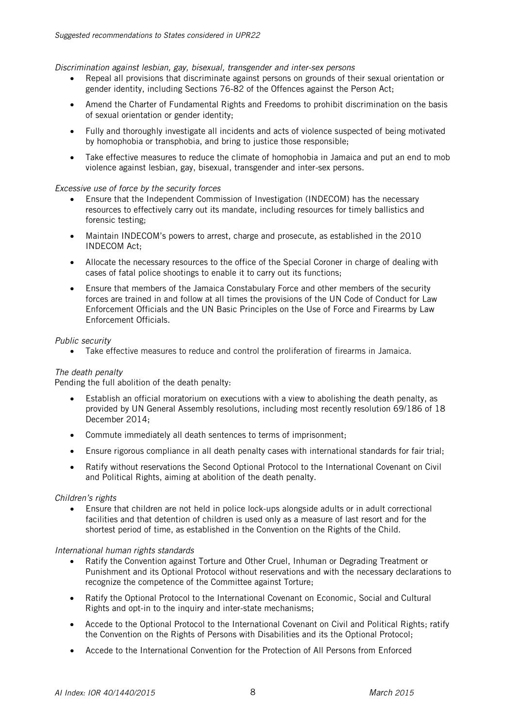*Discrimination against lesbian, gay, bisexual, transgender and inter-sex persons*

- Repeal all provisions that discriminate against persons on grounds of their sexual orientation or gender identity, including Sections 76-82 of the Offences against the Person Act;
- Amend the Charter of Fundamental Rights and Freedoms to prohibit discrimination on the basis of sexual orientation or gender identity;
- Fully and thoroughly investigate all incidents and acts of violence suspected of being motivated by homophobia or transphobia, and bring to justice those responsible;
- Take effective measures to reduce the climate of homophobia in Jamaica and put an end to mob violence against lesbian, gay, bisexual, transgender and inter-sex persons.

*Excessive use of force by the security forces*

- Ensure that the Independent Commission of Investigation (INDECOM) has the necessary resources to effectively carry out its mandate, including resources for timely ballistics and forensic testing;
- Maintain INDECOM's powers to arrest, charge and prosecute, as established in the 2010 INDECOM Act;
- Allocate the necessary resources to the office of the Special Coroner in charge of dealing with cases of fatal police shootings to enable it to carry out its functions;
- Ensure that members of the Jamaica Constabulary Force and other members of the security forces are trained in and follow at all times the provisions of the UN Code of Conduct for Law Enforcement Officials and the UN Basic Principles on the Use of Force and Firearms by Law Enforcement Officials.

*Public security*

- Take effective measures to reduce and control the proliferation of firearms in Jamaica.

*The death penalty*

Pending the full abolition of the death penalty:

- Establish an official moratorium on executions with a view to abolishing the death penalty, as provided by UN General Assembly resolutions, including most recently resolution 69/186 of 18 December 2014;
- Commute immediately all death sentences to terms of imprisonment;
- Ensure rigorous compliance in all death penalty cases with international standards for fair trial;
- Ratify without reservations the Second Optional Protocol to the International Covenant on Civil and Political Rights, aiming at abolition of the death penalty.

*Children's rights*

- Ensure that children are not held in police lock-ups alongside adults or in adult correctional facilities and that detention of children is used only as a measure of last resort and for the shortest period of time, as established in the Convention on the Rights of the Child.

*International human rights standards*

- Ratify the Convention against Torture and Other Cruel, Inhuman or Degrading Treatment or Punishment and its Optional Protocol without reservations and with the necessary declarations to recognize the competence of the Committee against Torture;
- Ratify the Optional Protocol to the International Covenant on Economic, Social and Cultural Rights and opt-in to the inquiry and inter-state mechanisms;
- Accede to the Optional Protocol to the International Covenant on Civil and Political Rights; ratify the Convention on the Rights of Persons with Disabilities and its the Optional Protocol;
- Accede to the International Convention for the Protection of All Persons from Enforced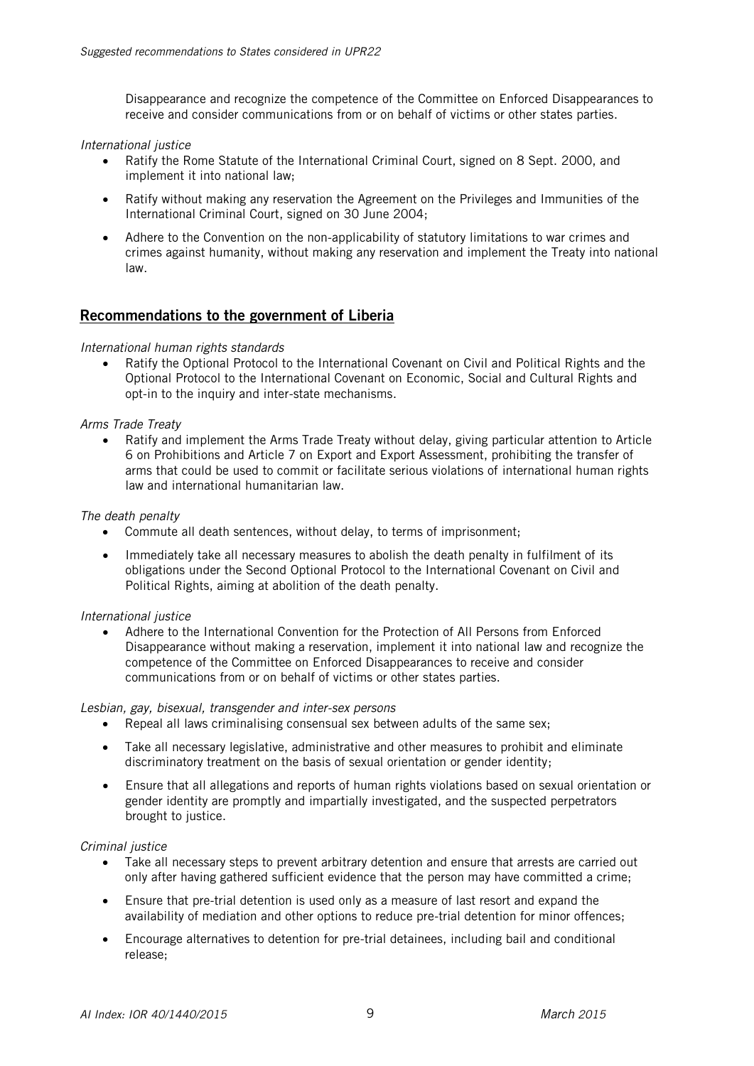Disappearance and recognize the competence of the Committee on Enforced Disappearances to receive and consider communications from or on behalf of victims or other states parties.

*International justice*

- Ratify the Rome Statute of the International Criminal Court, signed on 8 Sept. 2000, and implement it into national law;
- Ratify without making any reservation the Agreement on the Privileges and Immunities of the International Criminal Court, signed on 30 June 2004;
- Adhere to the Convention on the non-applicability of statutory limitations to war crimes and crimes against humanity, without making any reservation and implement the Treaty into national law.

## Recommendations to the government of Liberia

*International human rights standards*

- Ratify the Optional Protocol to the International Covenant on Civil and Political Rights and the Optional Protocol to the International Covenant on Economic, Social and Cultural Rights and opt-in to the inquiry and inter-state mechanisms.

*Arms Trade Treaty*

- Ratify and implement the Arms Trade Treaty without delay, giving particular attention to Article 6 on Prohibitions and Article 7 on Export and Export Assessment, prohibiting the transfer of arms that could be used to commit or facilitate serious violations of international human rights law and international humanitarian law.

*The death penalty*

- Commute all death sentences, without delay, to terms of imprisonment;
- Immediately take all necessary measures to abolish the death penalty in fulfilment of its obligations under the Second Optional Protocol to the International Covenant on Civil and Political Rights, aiming at abolition of the death penalty.

*International justice*

- Adhere to the International Convention for the Protection of All Persons from Enforced Disappearance without making a reservation, implement it into national law and recognize the competence of the Committee on Enforced Disappearances to receive and consider communications from or on behalf of victims or other states parties.

*Lesbian, gay, bisexual, transgender and inter-sex persons*

- Repeal all laws criminalising consensual sex between adults of the same sex;
- Take all necessary legislative, administrative and other measures to prohibit and eliminate discriminatory treatment on the basis of sexual orientation or gender identity;
- Ensure that all allegations and reports of human rights violations based on sexual orientation or gender identity are promptly and impartially investigated, and the suspected perpetrators brought to justice.

*Criminal justice*

- Take all necessary steps to prevent arbitrary detention and ensure that arrests are carried out only after having gathered sufficient evidence that the person may have committed a crime;
- Ensure that pre-trial detention is used only as a measure of last resort and expand the availability of mediation and other options to reduce pre-trial detention for minor offences;
- Encourage alternatives to detention for pre-trial detainees, including bail and conditional release;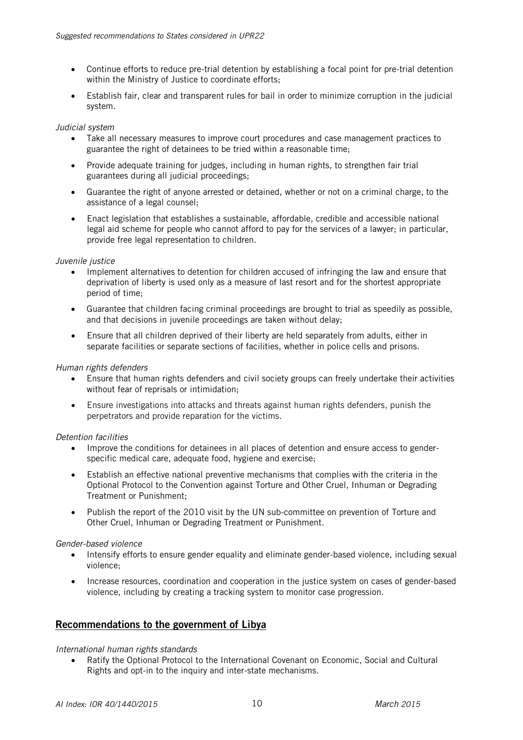- Continue efforts to reduce pre-trial detention by establishing a focal point for pre-trial detention within the Ministry of Justice to coordinate efforts;
- Establish fair, clear and transparent rules for bail in order to minimize corruption in the judicial system.

*Judicial system*

- Take all necessary measures to improve court procedures and case management practices to guarantee the right of detainees to be tried within a reasonable time;
- Provide adequate training for judges, including in human rights, to strengthen fair trial guarantees during all judicial proceedings;
- Guarantee the right of anyone arrested or detained, whether or not on a criminal charge, to the assistance of a legal counsel;
- Enact legislation that establishes a sustainable, affordable, credible and accessible national legal aid scheme for people who cannot afford to pay for the services of a lawyer; in particular, provide free legal representation to children.

*Juvenile justice*

- Implement alternatives to detention for children accused of infringing the law and ensure that deprivation of liberty is used only as a measure of last resort and for the shortest appropriate period of time;
- Guarantee that children facing criminal proceedings are brought to trial as speedily as possible, and that decisions in juvenile proceedings are taken without delay;
- Ensure that all children deprived of their liberty are held separately from adults, either in separate facilities or separate sections of facilities, whether in police cells and prisons.

*Human rights defenders*

- Ensure that human rights defenders and civil society groups can freely undertake their activities without fear of reprisals or intimidation;
- Ensure investigations into attacks and threats against human rights defenders, punish the perpetrators and provide reparation for the victims.

*Detention facilities*

- Improve the conditions for detainees in all places of detention and ensure access to gender-specific medical care, adequate food, hygiene and exercise;
- Establish an effective national preventive mechanisms that complies with the criteria in the Optional Protocol to the Convention against Torture and Other Cruel, Inhuman or Degrading Treatment or Punishment;
- Publish the report of the 2010 visit by the UN sub-committee on prevention of Torture and Other Cruel, Inhuman or Degrading Treatment or Punishment.

*Gender-based violence*

- Intensify efforts to ensure gender equality and eliminate gender-based violence, including sexual violence;
- Increase resources, coordination and cooperation in the justice system on cases of gender-based violence, including by creating a tracking system to monitor case progression.

## Recommendations to the government of Libya

*International human rights standards*

- Ratify the Optional Protocol to the International Covenant on Economic, Social and Cultural Rights and opt-in to the inquiry and inter-state mechanisms.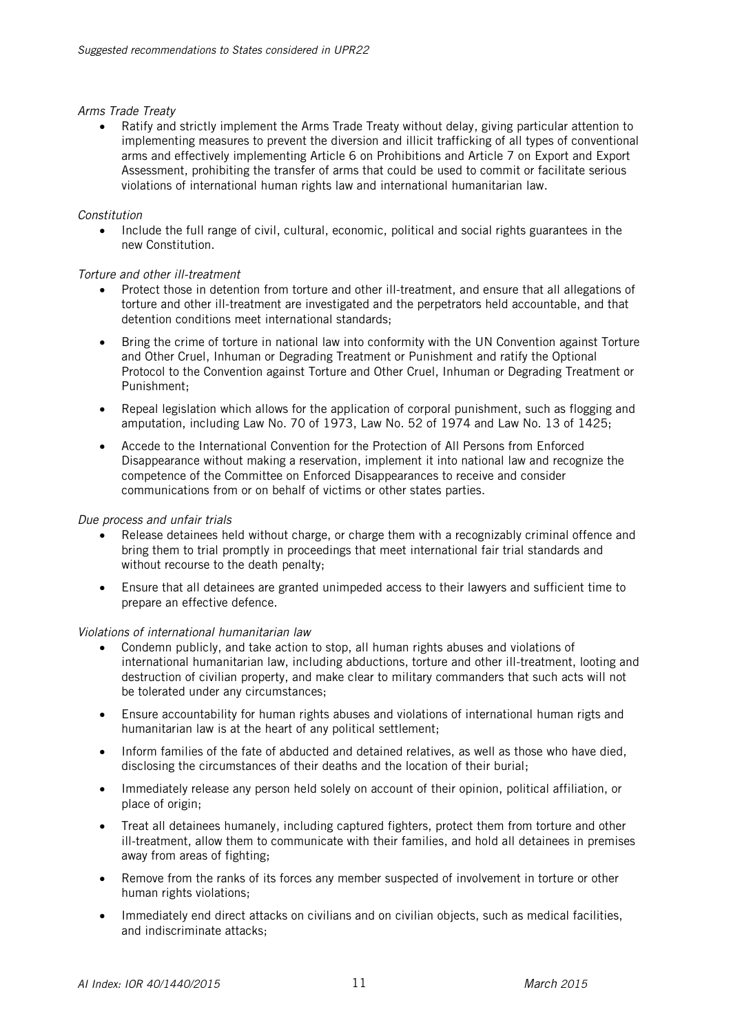*Arms Trade Treaty*

- Ratify and strictly implement the Arms Trade Treaty without delay, giving particular attention to implementing measures to prevent the diversion and illicit trafficking of all types of conventional arms and effectively implementing Article 6 on Prohibitions and Article 7 on Export and Export Assessment, prohibiting the transfer of arms that could be used to commit or facilitate serious violations of international human rights law and international humanitarian law.

*Constitution*

- Include the full range of civil, cultural, economic, political and social rights guarantees in the new Constitution.

*Torture and other ill-treatment*

- Protect those in detention from torture and other ill-treatment, and ensure that all allegations of torture and other ill-treatment are investigated and the perpetrators held accountable, and that detention conditions meet international standards;
- Bring the crime of torture in national law into conformity with the UN Convention against Torture and Other Cruel, Inhuman or Degrading Treatment or Punishment and ratify the Optional Protocol to the Convention against Torture and Other Cruel, Inhuman or Degrading Treatment or Punishment;
- Repeal legislation which allows for the application of corporal punishment, such as flogging and amputation, including Law No. 70 of 1973, Law No. 52 of 1974 and Law No. 13 of 1425;
- Accede to the International Convention for the Protection of All Persons from Enforced Disappearance without making a reservation, implement it into national law and recognize the competence of the Committee on Enforced Disappearances to receive and consider communications from or on behalf of victims or other states parties.

*Due process and unfair trials*

- Release detainees held without charge, or charge them with a recognizably criminal offence and bring them to trial promptly in proceedings that meet international fair trial standards and without recourse to the death penalty;
- Ensure that all detainees are granted unimpeded access to their lawyers and sufficient time to prepare an effective defence.

*Violations of international humanitarian law*

- Condemn publicly, and take action to stop, all human rights abuses and violations of international humanitarian law, including abductions, torture and other ill-treatment, looting and destruction of civilian property, and make clear to military commanders that such acts will not be tolerated under any circumstances;
- Ensure accountability for human rights abuses and violations of international human rigts and humanitarian law is at the heart of any political settlement;
- Inform families of the fate of abducted and detained relatives, as well as those who have died, disclosing the circumstances of their deaths and the location of their burial;
- Immediately release any person held solely on account of their opinion, political affiliation, or place of origin;
- Treat all detainees humanely, including captured fighters, protect them from torture and other ill-treatment, allow them to communicate with their families, and hold all detainees in premises away from areas of fighting;
- Remove from the ranks of its forces any member suspected of involvement in torture or other human rights violations;
- Immediately end direct attacks on civilians and on civilian objects, such as medical facilities, and indiscriminate attacks;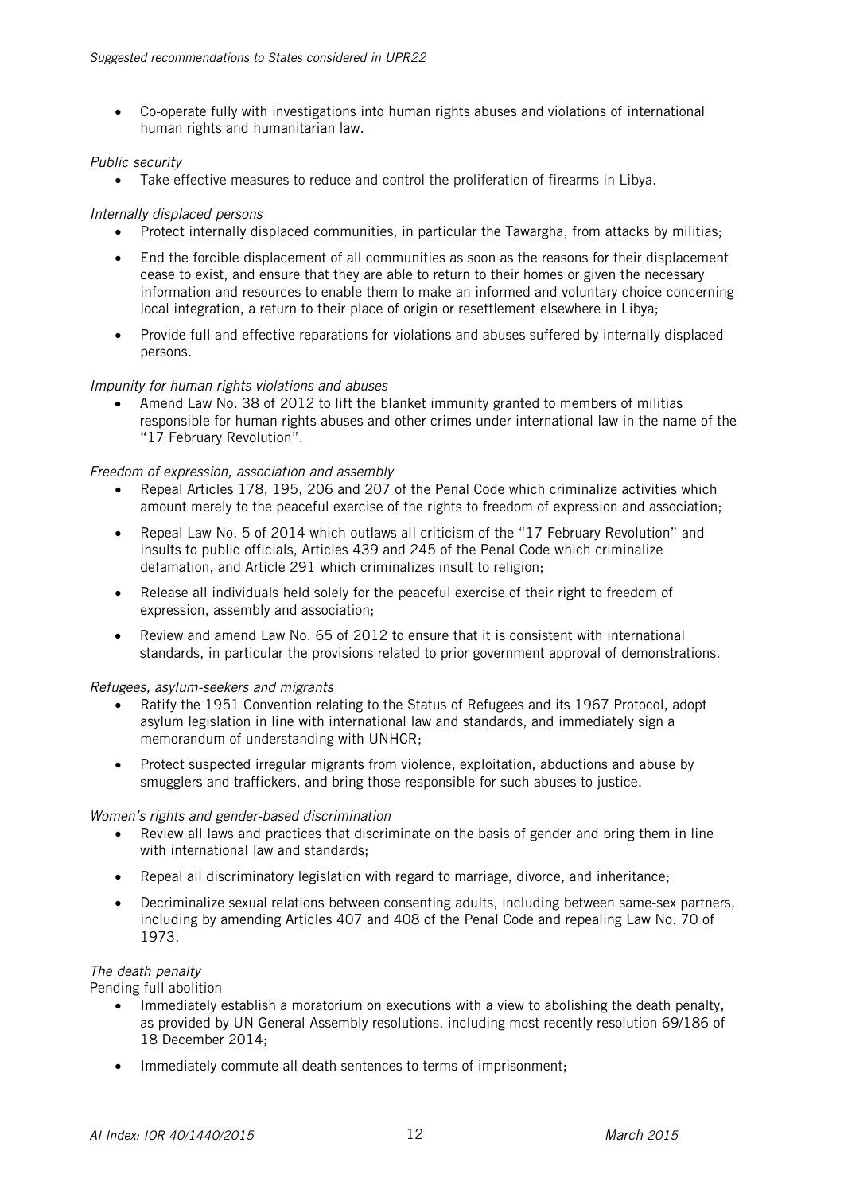- Co-operate fully with investigations into human rights abuses and violations of international human rights and humanitarian law.

*Public security*

- Take effective measures to reduce and control the proliferation of firearms in Libya.

*Internally displaced persons*

- Protect internally displaced communities, in particular the Tawargha, from attacks by militias;
- End the forcible displacement of all communities as soon as the reasons for their displacement cease to exist, and ensure that they are able to return to their homes or given the necessary information and resources to enable them to make an informed and voluntary choice concerning local integration, a return to their place of origin or resettlement elsewhere in Libya;
- Provide full and effective reparations for violations and abuses suffered by internally displaced persons.

*Impunity for human rights violations and abuses*

- Amend Law No. 38 of 2012 to lift the blanket immunity granted to members of militias responsible for human rights abuses and other crimes under international law in the name of the "17 February Revolution".

*Freedom of expression, association and assembly*

- Repeal Articles 178, 195, 206 and 207 of the Penal Code which criminalize activities which amount merely to the peaceful exercise of the rights to freedom of expression and association;
- Repeal Law No. 5 of 2014 which outlaws all criticism of the "17 February Revolution" and insults to public officials, Articles 439 and 245 of the Penal Code which criminalize defamation, and Article 291 which criminalizes insult to religion;
- Release all individuals held solely for the peaceful exercise of their right to freedom of expression, assembly and association;
- Review and amend Law No. 65 of 2012 to ensure that it is consistent with international standards, in particular the provisions related to prior government approval of demonstrations.

*Refugees, asylum-seekers and migrants*

- Ratify the 1951 Convention relating to the Status of Refugees and its 1967 Protocol, adopt asylum legislation in line with international law and standards, and immediately sign a memorandum of understanding with UNHCR;
- Protect suspected irregular migrants from violence, exploitation, abductions and abuse by smugglers and traffickers, and bring those responsible for such abuses to justice.

*Women's rights and gender-based discrimination*

- Review all laws and practices that discriminate on the basis of gender and bring them in line with international law and standards;
- Repeal all discriminatory legislation with regard to marriage, divorce, and inheritance;
- Decriminalize sexual relations between consenting adults, including between same-sex partners, including by amending Articles 407 and 408 of the Penal Code and repealing Law No. 70 of 1973.

*The death penalty*

Pending full abolition

- Immediately establish a moratorium on executions with a view to abolishing the death penalty, as provided by UN General Assembly resolutions, including most recently resolution 69/186 of 18 December 2014;
- Immediately commute all death sentences to terms of imprisonment;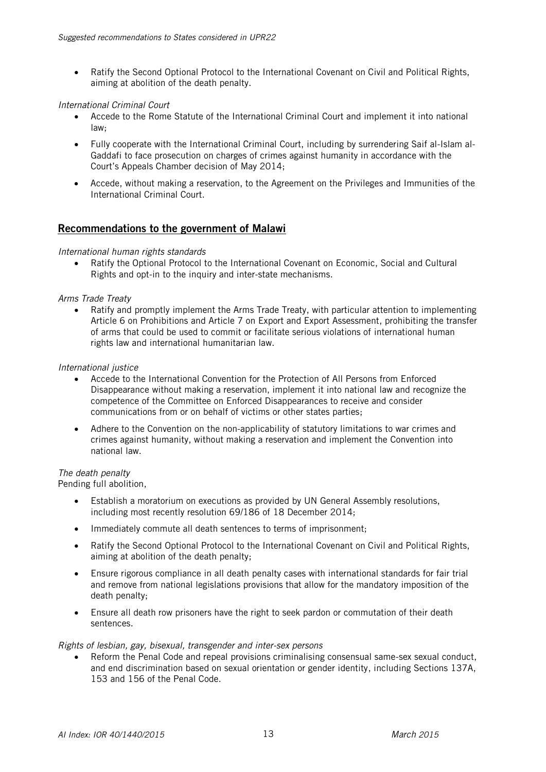- Ratify the Second Optional Protocol to the International Covenant on Civil and Political Rights, aiming at abolition of the death penalty.

*International Criminal Court*

- Accede to the Rome Statute of the International Criminal Court and implement it into national law;
- Fully cooperate with the International Criminal Court, including by surrendering Saif al-Islam al-Gaddafi to face prosecution on charges of crimes against humanity in accordance with the Court's Appeals Chamber decision of May 2014;
- Accede, without making a reservation, to the Agreement on the Privileges and Immunities of the International Criminal Court.

## Recommendations to the government of Malawi

*International human rights standards*

- Ratify the Optional Protocol to the International Covenant on Economic, Social and Cultural Rights and opt-in to the inquiry and inter-state mechanisms.

*Arms Trade Treaty*

- Ratify and promptly implement the Arms Trade Treaty, with particular attention to implementing Article 6 on Prohibitions and Article 7 on Export and Export Assessment, prohibiting the transfer of arms that could be used to commit or facilitate serious violations of international human rights law and international humanitarian law.

*International justice*

- Accede to the International Convention for the Protection of All Persons from Enforced Disappearance without making a reservation, implement it into national law and recognize the competence of the Committee on Enforced Disappearances to receive and consider communications from or on behalf of victims or other states parties;
- Adhere to the Convention on the non-applicability of statutory limitations to war crimes and crimes against humanity, without making a reservation and implement the Convention into national law.

*The death penalty*

Pending full abolition,

- Establish a moratorium on executions as provided by UN General Assembly resolutions, including most recently resolution 69/186 of 18 December 2014;
- Immediately commute all death sentences to terms of imprisonment;
- Ratify the Second Optional Protocol to the International Covenant on Civil and Political Rights, aiming at abolition of the death penalty;
- Ensure rigorous compliance in all death penalty cases with international standards for fair trial and remove from national legislations provisions that allow for the mandatory imposition of the death penalty;
- Ensure all death row prisoners have the right to seek pardon or commutation of their death sentences.

*Rights of lesbian, gay, bisexual, transgender and inter-sex persons*

- Reform the Penal Code and repeal provisions criminalising consensual same-sex sexual conduct, and end discrimination based on sexual orientation or gender identity, including Sections 137A, 153 and 156 of the Penal Code.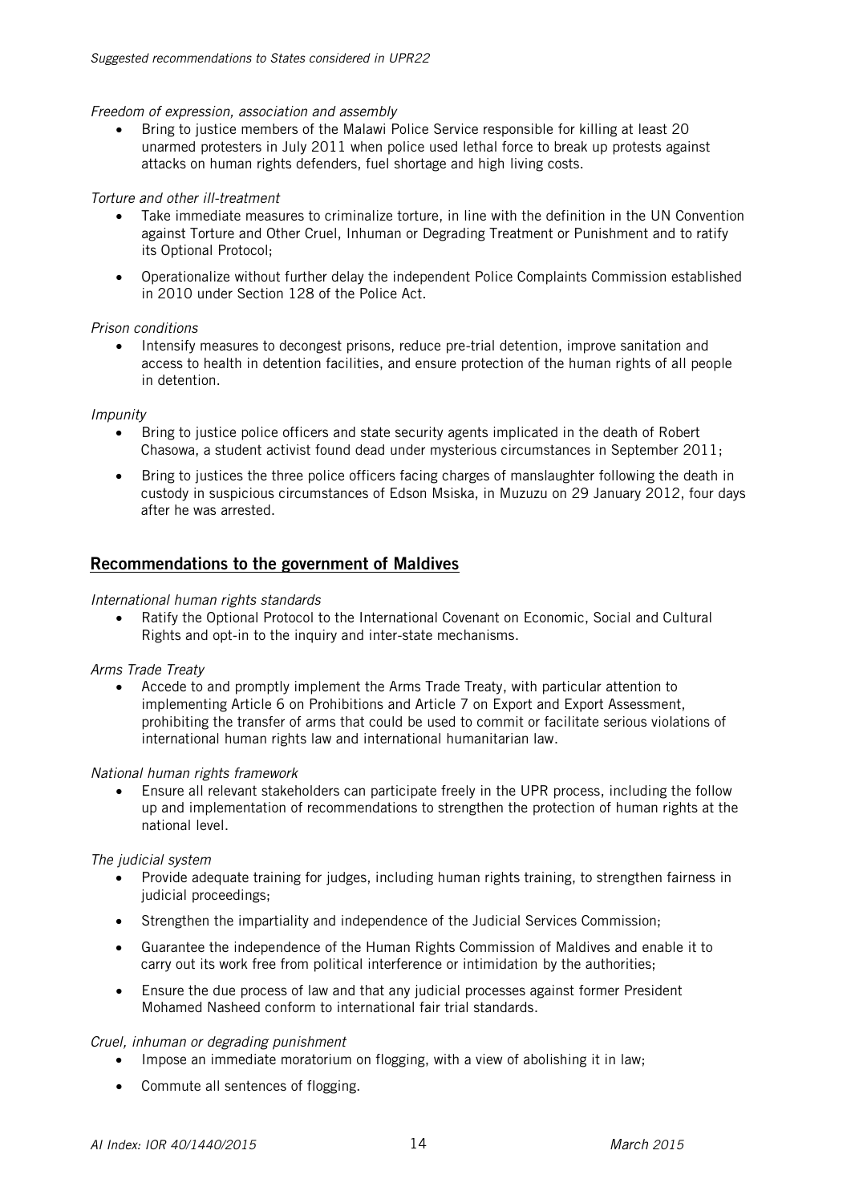*Freedom of expression, association and assembly*

- Bring to justice members of the Malawi Police Service responsible for killing at least 20 unarmed protesters in July 2011 when police used lethal force to break up protests against attacks on human rights defenders, fuel shortage and high living costs.

*Torture and other ill-treatment*

- Take immediate measures to criminalize torture, in line with the definition in the UN Convention against Torture and Other Cruel, Inhuman or Degrading Treatment or Punishment and to ratify its Optional Protocol;
- Operationalize without further delay the independent Police Complaints Commission established in 2010 under Section 128 of the Police Act.

*Prison conditions*

- Intensify measures to decongest prisons, reduce pre-trial detention, improve sanitation and access to health in detention facilities, and ensure protection of the human rights of all people in detention.

*Impunity*

- Bring to justice police officers and state security agents implicated in the death of Robert Chasowa, a student activist found dead under mysterious circumstances in September 2011;
- Bring to justices the three police officers facing charges of manslaughter following the death in custody in suspicious circumstances of Edson Msiska, in Muzuzu on 29 January 2012, four days after he was arrested.

## Recommendations to the government of Maldives

*International human rights standards*

- Ratify the Optional Protocol to the International Covenant on Economic, Social and Cultural Rights and opt-in to the inquiry and inter-state mechanisms.

*Arms Trade Treaty*

- Accede to and promptly implement the Arms Trade Treaty, with particular attention to implementing Article 6 on Prohibitions and Article 7 on Export and Export Assessment, prohibiting the transfer of arms that could be used to commit or facilitate serious violations of international human rights law and international humanitarian law.

*National human rights framework*

- Ensure all relevant stakeholders can participate freely in the UPR process, including the follow up and implementation of recommendations to strengthen the protection of human rights at the national level.

*The judicial system*

- Provide adequate training for judges, including human rights training, to strengthen fairness in judicial proceedings;
- Strengthen the impartiality and independence of the Judicial Services Commission;
- Guarantee the independence of the Human Rights Commission of Maldives and enable it to carry out its work free from political interference or intimidation by the authorities;
- Ensure the due process of law and that any judicial processes against former President Mohamed Nasheed conform to international fair trial standards.

*Cruel, inhuman or degrading punishment*

- Impose an immediate moratorium on flogging, with a view of abolishing it in law;
- Commute all sentences of flogging.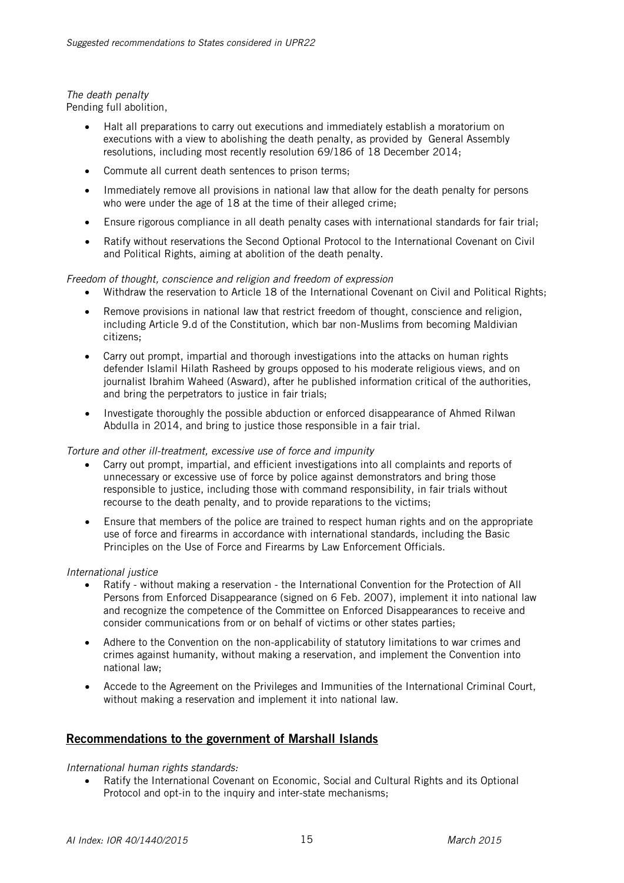*The death penalty*

Pending full abolition,

- Halt all preparations to carry out executions and immediately establish a moratorium on executions with a view to abolishing the death penalty, as provided by General Assembly resolutions, including most recently resolution 69/186 of 18 December 2014;
- Commute all current death sentences to prison terms;
- Immediately remove all provisions in national law that allow for the death penalty for persons who were under the age of 18 at the time of their alleged crime;
- Ensure rigorous compliance in all death penalty cases with international standards for fair trial;
- Ratify without reservations the Second Optional Protocol to the International Covenant on Civil and Political Rights, aiming at abolition of the death penalty.

*Freedom of thought, conscience and religion and freedom of expression*

- Withdraw the reservation to Article 18 of the International Covenant on Civil and Political Rights;
- Remove provisions in national law that restrict freedom of thought, conscience and religion, including Article 9.d of the Constitution, which bar non-Muslims from becoming Maldivian citizens;
- Carry out prompt, impartial and thorough investigations into the attacks on human rights defender Islamil Hilath Rasheed by groups opposed to his moderate religious views, and on journalist Ibrahim Waheed (Asward), after he published information critical of the authorities, and bring the perpetrators to justice in fair trials;
- Investigate thoroughly the possible abduction or enforced disappearance of Ahmed Rilwan Abdulla in 2014, and bring to justice those responsible in a fair trial.

*Torture and other ill-treatment, excessive use of force and impunity*

- Carry out prompt, impartial, and efficient investigations into all complaints and reports of unnecessary or excessive use of force by police against demonstrators and bring those responsible to justice, including those with command responsibility, in fair trials without recourse to the death penalty, and to provide reparations to the victims;
- Ensure that members of the police are trained to respect human rights and on the appropriate use of force and firearms in accordance with international standards, including the Basic Principles on the Use of Force and Firearms by Law Enforcement Officials.

*International justice*

- Ratify - without making a reservation - the International Convention for the Protection of All Persons from Enforced Disappearance (signed on 6 Feb. 2007), implement it into national law and recognize the competence of the Committee on Enforced Disappearances to receive and consider communications from or on behalf of victims or other states parties;
- Adhere to the Convention on the non-applicability of statutory limitations to war crimes and crimes against humanity, without making a reservation, and implement the Convention into national law;
- Accede to the Agreement on the Privileges and Immunities of the International Criminal Court, without making a reservation and implement it into national law.

## Recommendations to the government of Marshall Islands

*International human rights standards:*

- Ratify the International Covenant on Economic, Social and Cultural Rights and its Optional Protocol and opt-in to the inquiry and inter-state mechanisms;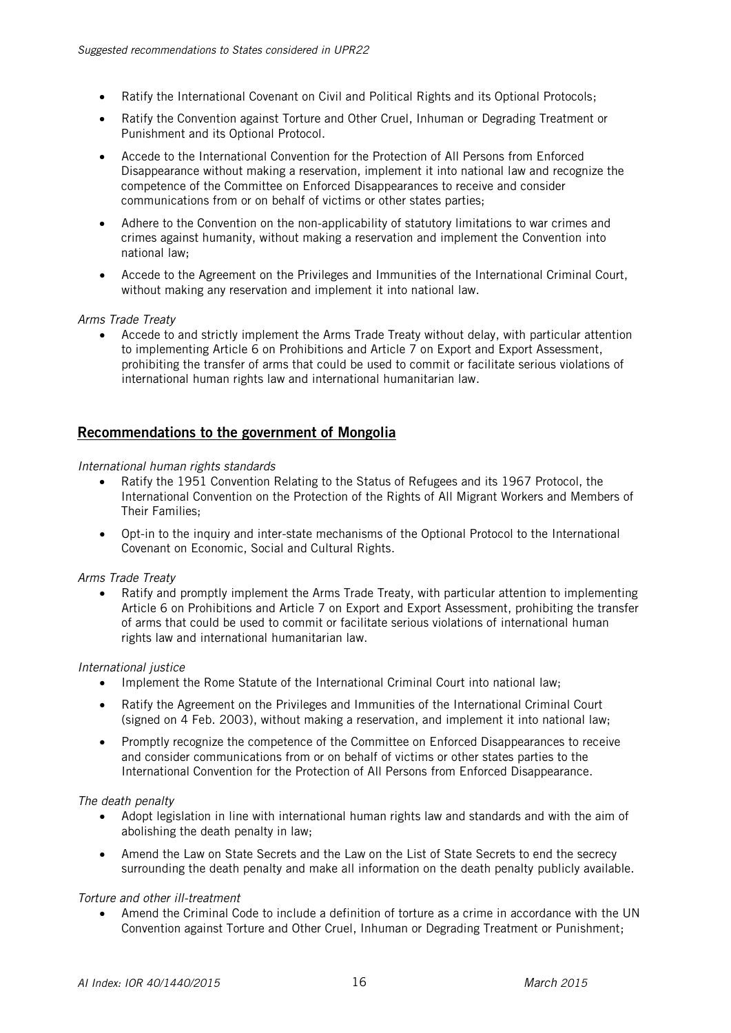- Ratify the International Covenant on Civil and Political Rights and its Optional Protocols;
- Ratify the Convention against Torture and Other Cruel, Inhuman or Degrading Treatment or Punishment and its Optional Protocol.
- Accede to the International Convention for the Protection of All Persons from Enforced Disappearance without making a reservation, implement it into national law and recognize the competence of the Committee on Enforced Disappearances to receive and consider communications from or on behalf of victims or other states parties;
- Adhere to the Convention on the non-applicability of statutory limitations to war crimes and crimes against humanity, without making a reservation and implement the Convention into national law;
- Accede to the Agreement on the Privileges and Immunities of the International Criminal Court, without making any reservation and implement it into national law.

*Arms Trade Treaty*

- Accede to and strictly implement the Arms Trade Treaty without delay, with particular attention to implementing Article 6 on Prohibitions and Article 7 on Export and Export Assessment, prohibiting the transfer of arms that could be used to commit or facilitate serious violations of international human rights law and international humanitarian law.

## Recommendations to the government of Mongolia

*International human rights standards*

- Ratify the 1951 Convention Relating to the Status of Refugees and its 1967 Protocol, the International Convention on the Protection of the Rights of All Migrant Workers and Members of Their Families;
- Opt-in to the inquiry and inter-state mechanisms of the Optional Protocol to the International Covenant on Economic, Social and Cultural Rights.

*Arms Trade Treaty*

- Ratify and promptly implement the Arms Trade Treaty, with particular attention to implementing Article 6 on Prohibitions and Article 7 on Export and Export Assessment, prohibiting the transfer of arms that could be used to commit or facilitate serious violations of international human rights law and international humanitarian law.

*International justice*

- Implement the Rome Statute of the International Criminal Court into national law;
- Ratify the Agreement on the Privileges and Immunities of the International Criminal Court (signed on 4 Feb. 2003), without making a reservation, and implement it into national law;
- Promptly recognize the competence of the Committee on Enforced Disappearances to receive and consider communications from or on behalf of victims or other states parties to the International Convention for the Protection of All Persons from Enforced Disappearance.

*The death penalty*

- Adopt legislation in line with international human rights law and standards and with the aim of abolishing the death penalty in law;
- Amend the Law on State Secrets and the Law on the List of State Secrets to end the secrecy surrounding the death penalty and make all information on the death penalty publicly available.

*Torture and other ill-treatment*

- Amend the Criminal Code to include a definition of torture as a crime in accordance with the UN Convention against Torture and Other Cruel, Inhuman or Degrading Treatment or Punishment;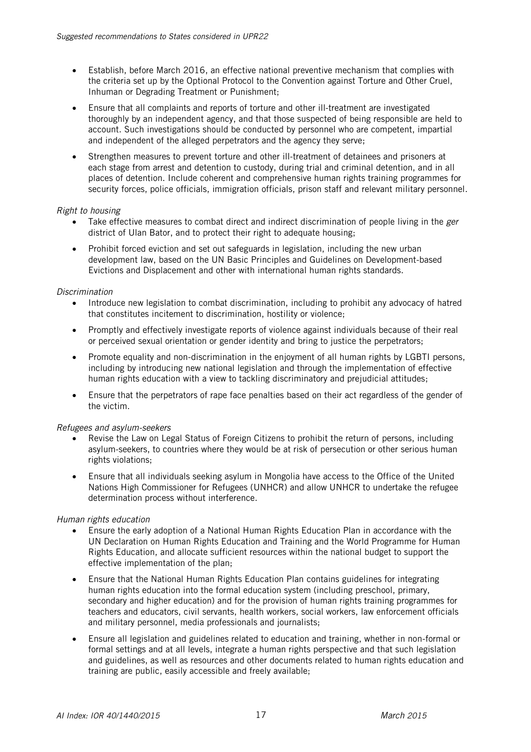- Establish, before March 2016, an effective national preventive mechanism that complies with the criteria set up by the Optional Protocol to the Convention against Torture and Other Cruel, Inhuman or Degrading Treatment or Punishment;
- Ensure that all complaints and reports of torture and other ill-treatment are investigated thoroughly by an independent agency, and that those suspected of being responsible are held to account. Such investigations should be conducted by personnel who are competent, impartial and independent of the alleged perpetrators and the agency they serve;
- Strengthen measures to prevent torture and other ill-treatment of detainees and prisoners at each stage from arrest and detention to custody, during trial and criminal detention, and in all places of detention. Include coherent and comprehensive human rights training programmes for security forces, police officials, immigration officials, prison staff and relevant military personnel.

*Right to housing*

- Take effective measures to combat direct and indirect discrimination of people living in the *ger* district of Ulan Bator, and to protect their right to adequate housing;
- Prohibit forced eviction and set out safeguards in legislation, including the new urban development law, based on the UN Basic Principles and Guidelines on Development-based Evictions and Displacement and other with international human rights standards.

*Discrimination*

- Introduce new legislation to combat discrimination, including to prohibit any advocacy of hatred that constitutes incitement to discrimination, hostility or violence;
- Promptly and effectively investigate reports of violence against individuals because of their real or perceived sexual orientation or gender identity and bring to justice the perpetrators;
- Promote equality and non-discrimination in the enjoyment of all human rights by LGBTI persons, including by introducing new national legislation and through the implementation of effective human rights education with a view to tackling discriminatory and prejudicial attitudes;
- Ensure that the perpetrators of rape face penalties based on their act regardless of the gender of the victim.

*Refugees and asylum-seekers*

- Revise the Law on Legal Status of Foreign Citizens to prohibit the return of persons, including asylum-seekers, to countries where they would be at risk of persecution or other serious human rights violations;
- Ensure that all individuals seeking asylum in Mongolia have access to the Office of the United Nations High Commissioner for Refugees (UNHCR) and allow UNHCR to undertake the refugee determination process without interference.

*Human rights education*

- Ensure the early adoption of a National Human Rights Education Plan in accordance with the UN Declaration on Human Rights Education and Training and the World Programme for Human Rights Education, and allocate sufficient resources within the national budget to support the effective implementation of the plan;
- Ensure that the National Human Rights Education Plan contains guidelines for integrating human rights education into the formal education system (including preschool, primary, secondary and higher education) and for the provision of human rights training programmes for teachers and educators, civil servants, health workers, social workers, law enforcement officials and military personnel, media professionals and journalists;
- Ensure all legislation and guidelines related to education and training, whether in non-formal or formal settings and at all levels, integrate a human rights perspective and that such legislation and guidelines, as well as resources and other documents related to human rights education and training are public, easily accessible and freely available;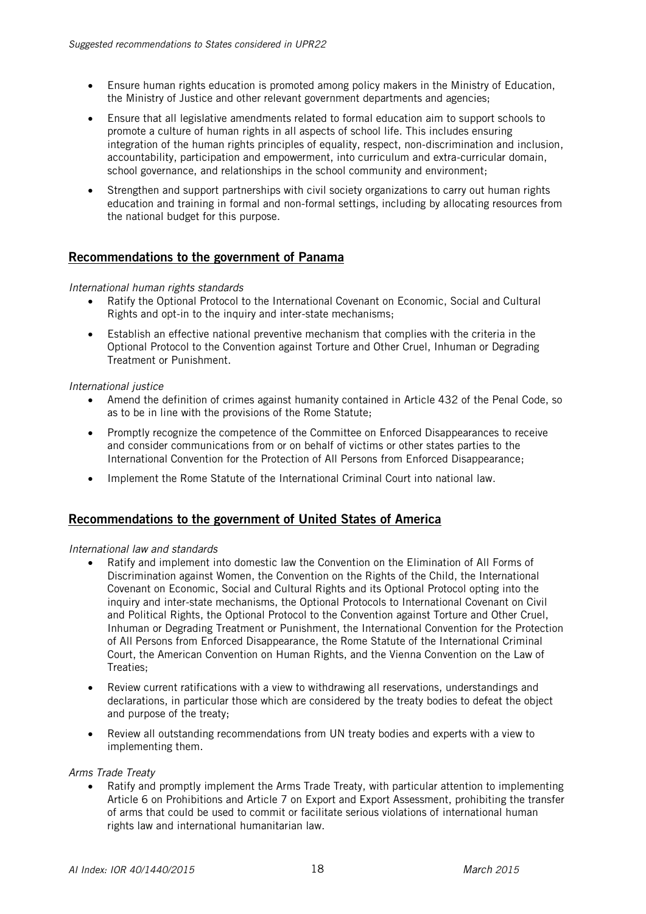- Ensure human rights education is promoted among policy makers in the Ministry of Education, the Ministry of Justice and other relevant government departments and agencies;
- Ensure that all legislative amendments related to formal education aim to support schools to promote a culture of human rights in all aspects of school life. This includes ensuring integration of the human rights principles of equality, respect, non-discrimination and inclusion, accountability, participation and empowerment, into curriculum and extra-curricular domain, school governance, and relationships in the school community and environment;
- Strengthen and support partnerships with civil society organizations to carry out human rights education and training in formal and non-formal settings, including by allocating resources from the national budget for this purpose.

## Recommendations to the government of Panama

*International human rights standards*

- Ratify the Optional Protocol to the International Covenant on Economic, Social and Cultural Rights and opt-in to the inquiry and inter-state mechanisms;
- Establish an effective national preventive mechanism that complies with the criteria in the Optional Protocol to the Convention against Torture and Other Cruel, Inhuman or Degrading Treatment or Punishment.

*International justice*

- Amend the definition of crimes against humanity contained in Article 432 of the Penal Code, so as to be in line with the provisions of the Rome Statute;
- Promptly recognize the competence of the Committee on Enforced Disappearances to receive and consider communications from or on behalf of victims or other states parties to the International Convention for the Protection of All Persons from Enforced Disappearance;
- Implement the Rome Statute of the International Criminal Court into national law.

## Recommendations to the government of United States of America

*International law and standards*

- Ratify and implement into domestic law the Convention on the Elimination of All Forms of Discrimination against Women, the Convention on the Rights of the Child, the International Covenant on Economic, Social and Cultural Rights and its Optional Protocol opting into the inquiry and inter-state mechanisms, the Optional Protocols to International Covenant on Civil and Political Rights, the Optional Protocol to the Convention against Torture and Other Cruel, Inhuman or Degrading Treatment or Punishment, the International Convention for the Protection of All Persons from Enforced Disappearance, the Rome Statute of the International Criminal Court, the American Convention on Human Rights, and the Vienna Convention on the Law of Treaties;
- Review current ratifications with a view to withdrawing all reservations, understandings and declarations, in particular those which are considered by the treaty bodies to defeat the object and purpose of the treaty;
- Review all outstanding recommendations from UN treaty bodies and experts with a view to implementing them.

*Arms Trade Treaty*

- Ratify and promptly implement the Arms Trade Treaty, with particular attention to implementing Article 6 on Prohibitions and Article 7 on Export and Export Assessment, prohibiting the transfer of arms that could be used to commit or facilitate serious violations of international human rights law and international humanitarian law.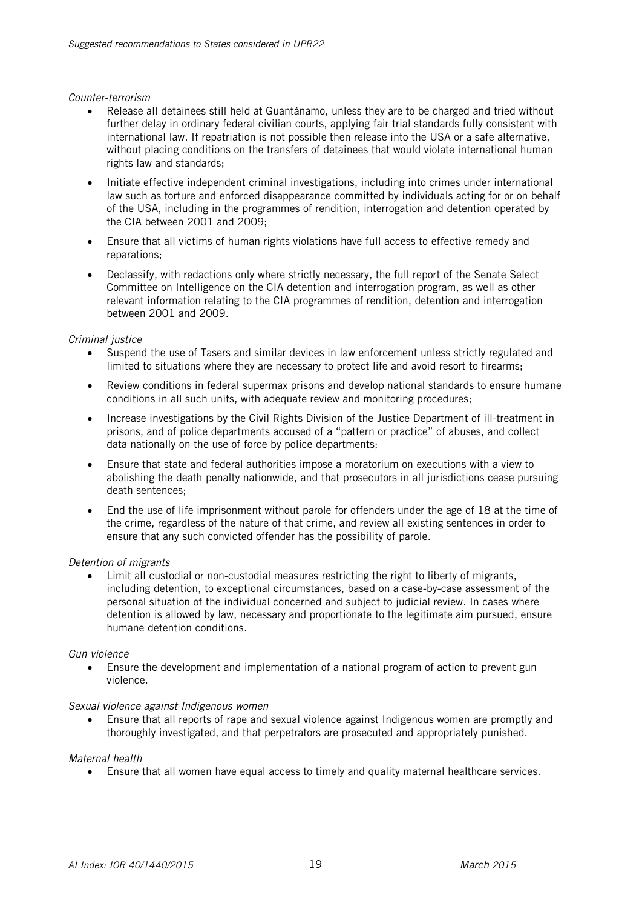*Counter-terrorism*

- Release all detainees still held at Guantánamo, unless they are to be charged and tried without further delay in ordinary federal civilian courts, applying fair trial standards fully consistent with international law. If repatriation is not possible then release into the USA or a safe alternative, without placing conditions on the transfers of detainees that would violate international human rights law and standards;
- Initiate effective independent criminal investigations, including into crimes under international law such as torture and enforced disappearance committed by individuals acting for or on behalf of the USA, including in the programmes of rendition, interrogation and detention operated by the CIA between 2001 and 2009;
- Ensure that all victims of human rights violations have full access to effective remedy and reparations;
- Declassify, with redactions only where strictly necessary, the full report of the Senate Select Committee on Intelligence on the CIA detention and interrogation program, as well as other relevant information relating to the CIA programmes of rendition, detention and interrogation between 2001 and 2009.

*Criminal justice*

- Suspend the use of Tasers and similar devices in law enforcement unless strictly regulated and limited to situations where they are necessary to protect life and avoid resort to firearms;
- Review conditions in federal supermax prisons and develop national standards to ensure humane conditions in all such units, with adequate review and monitoring procedures;
- Increase investigations by the Civil Rights Division of the Justice Department of ill-treatment in prisons, and of police departments accused of a "pattern or practice" of abuses, and collect data nationally on the use of force by police departments;
- Ensure that state and federal authorities impose a moratorium on executions with a view to abolishing the death penalty nationwide, and that prosecutors in all jurisdictions cease pursuing death sentences;
- End the use of life imprisonment without parole for offenders under the age of 18 at the time of the crime, regardless of the nature of that crime, and review all existing sentences in order to ensure that any such convicted offender has the possibility of parole.

*Detention of migrants*

- Limit all custodial or non-custodial measures restricting the right to liberty of migrants, including detention, to exceptional circumstances, based on a case-by-case assessment of the personal situation of the individual concerned and subject to judicial review. In cases where detention is allowed by law, necessary and proportionate to the legitimate aim pursued, ensure humane detention conditions.

*Gun violence*

- Ensure the development and implementation of a national program of action to prevent gun violence.

*Sexual violence against Indigenous women*

- Ensure that all reports of rape and sexual violence against Indigenous women are promptly and thoroughly investigated, and that perpetrators are prosecuted and appropriately punished.

*Maternal health*

- Ensure that all women have equal access to timely and quality maternal healthcare services.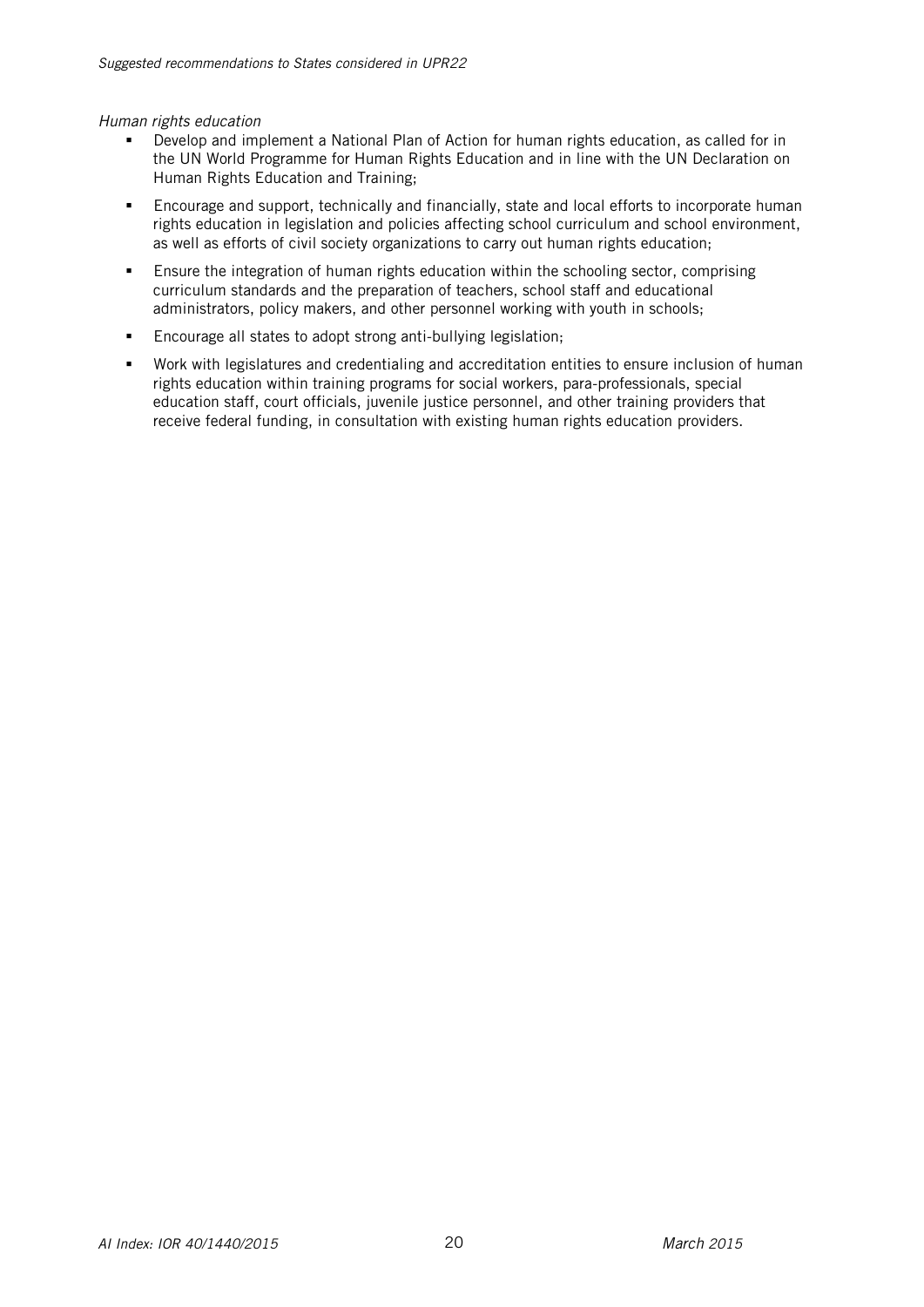*Human rights education*

- Develop and implement a National Plan of Action for human rights education, as called for in the UN World Programme for Human Rights Education and in line with the UN Declaration on Human Rights Education and Training;
- Encourage and support, technically and financially, state and local efforts to incorporate human rights education in legislation and policies affecting school curriculum and school environment, as well as efforts of civil society organizations to carry out human rights education;
- Ensure the integration of human rights education within the schooling sector, comprising curriculum standards and the preparation of teachers, school staff and educational administrators, policy makers, and other personnel working with youth in schools;
- Encourage all states to adopt strong anti-bullying legislation;
- Work with legislatures and credentialing and accreditation entities to ensure inclusion of human rights education within training programs for social workers, para-professionals, special education staff, court officials, juvenile justice personnel, and other training providers that receive federal funding, in consultation with existing human rights education providers.